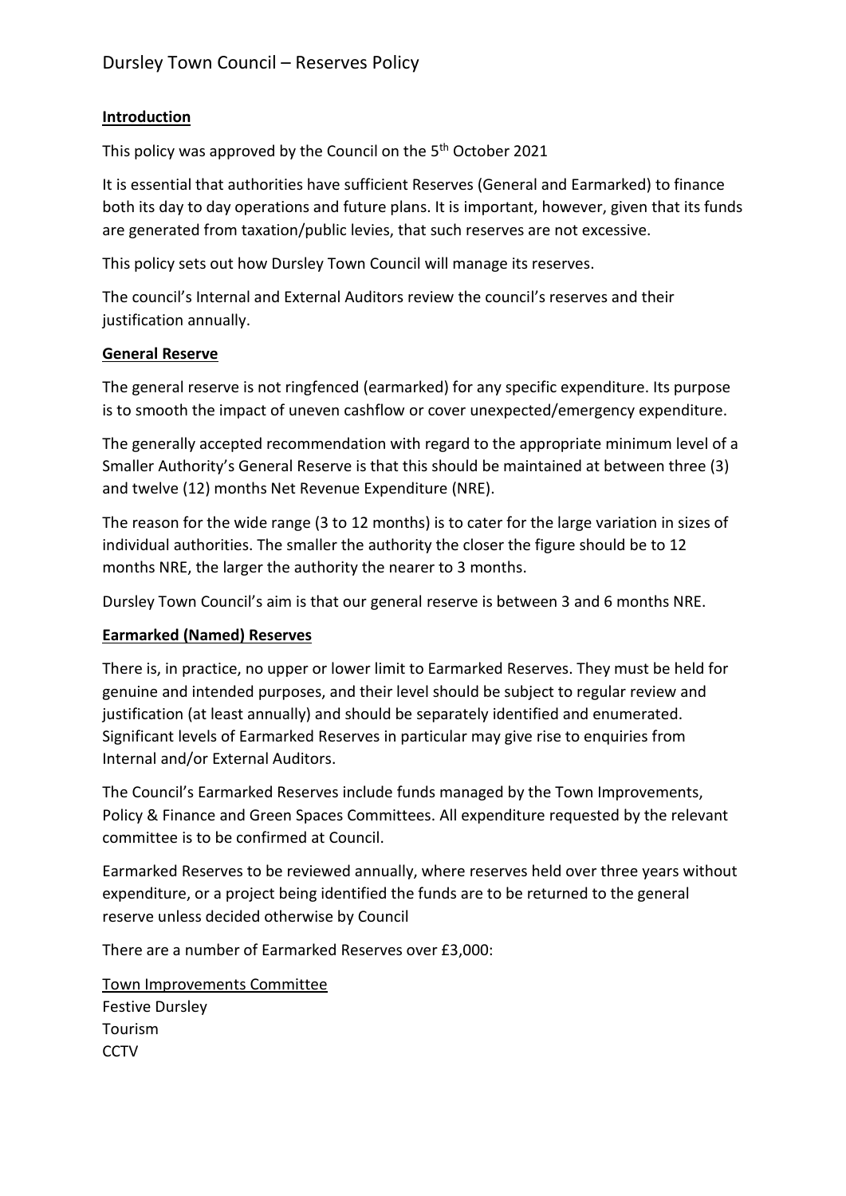# Dursley Town Council – Reserves Policy

## Introduction

This policy was approved by the Council on the 5th October 2021

It is essential that authorities have sufficient Reserves (General and Earmarked) to finance both its day to day operations and future plans. It is important, however, given that its funds are generated from taxation/public levies, that such reserves are not excessive.

This policy sets out how Dursley Town Council will manage its reserves.

The council's Internal and External Auditors review the council's reserves and their justification annually.

## General Reserve

The general reserve is not ringfenced (earmarked) for any specific expenditure. Its purpose is to smooth the impact of uneven cashflow or cover unexpected/emergency expenditure.

The generally accepted recommendation with regard to the appropriate minimum level of a Smaller Authority's General Reserve is that this should be maintained at between three (3) and twelve (12) months Net Revenue Expenditure (NRE).

The reason for the wide range (3 to 12 months) is to cater for the large variation in sizes of individual authorities. The smaller the authority the closer the figure should be to 12 months NRE, the larger the authority the nearer to 3 months.

Dursley Town Council's aim is that our general reserve is between 3 and 6 months NRE.

## Earmarked (Named) Reserves

There is, in practice, no upper or lower limit to Earmarked Reserves. They must be held for genuine and intended purposes, and their level should be subject to regular review and justification (at least annually) and should be separately identified and enumerated. Significant levels of Earmarked Reserves in particular may give rise to enquiries from Internal and/or External Auditors.

The Council's Earmarked Reserves include funds managed by the Town Improvements, Policy & Finance and Green Spaces Committees. All expenditure requested by the relevant committee is to be confirmed at Council.

Earmarked Reserves to be reviewed annually, where reserves held over three years without expenditure, or a project being identified the funds are to be returned to the general reserve unless decided otherwise by Council

There are a number of Earmarked Reserves over £3,000:

<u>Town Improvements Committee</u>
Festive Dursley
Tourism
CCTV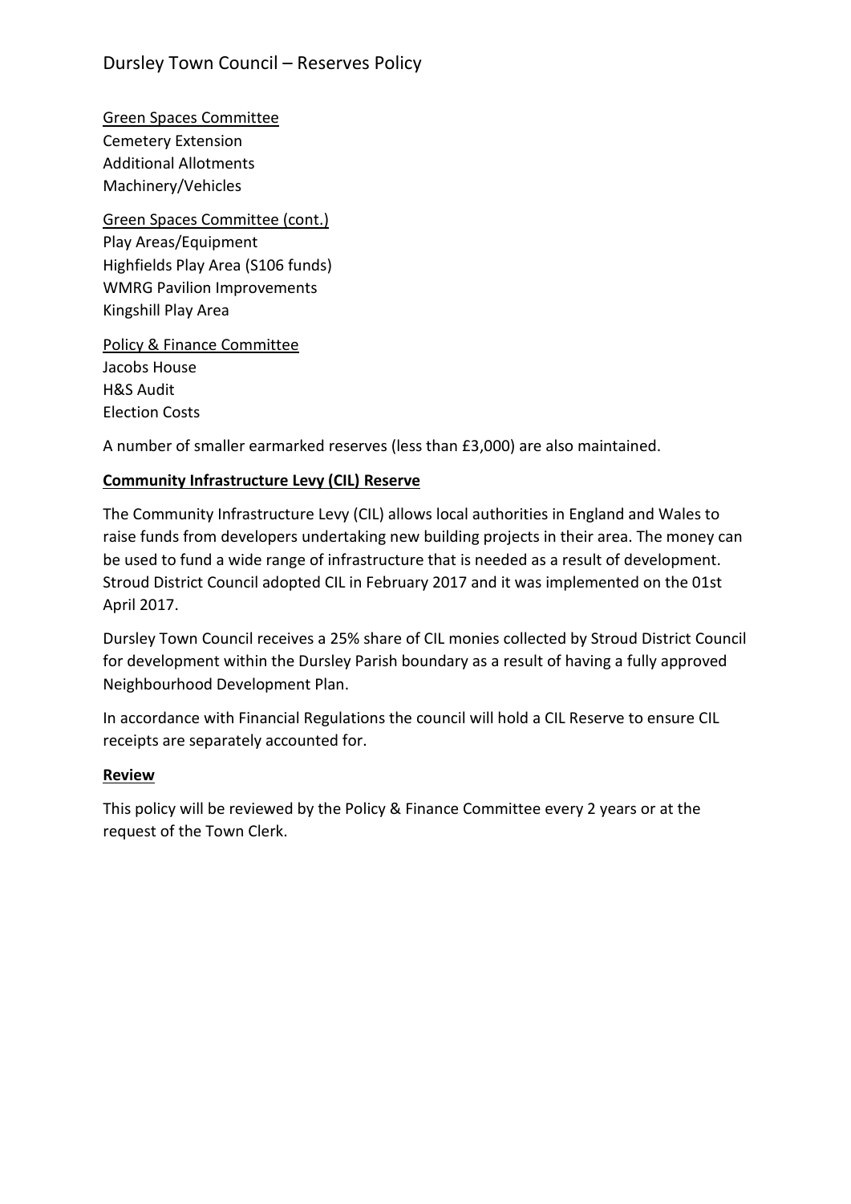Green Spaces Committee
Cemetery Extension
Additional Allotments
Machinery/Vehicles

Green Spaces Committee (cont.)
Play Areas/Equipment
Highfields Play Area (S106 funds)
WMRG Pavilion Improvements
Kingshill Play Area

Policy & Finance Committee
Jacobs House
H&S Audit
Election Costs

A number of smaller earmarked reserves (less than £3,000) are also maintained.

**Community Infrastructure Levy (CIL) Reserve**

The Community Infrastructure Levy (CIL) allows local authorities in England and Wales to raise funds from developers undertaking new building projects in their area. The money can be used to fund a wide range of infrastructure that is needed as a result of development. Stroud District Council adopted CIL in February 2017 and it was implemented on the 01st April 2017.

Dursley Town Council receives a 25% share of CIL monies collected by Stroud District Council for development within the Dursley Parish boundary as a result of having a fully approved Neighbourhood Development Plan.

In accordance with Financial Regulations the council will hold a CIL Reserve to ensure CIL receipts are separately accounted for.

**Review**

This policy will be reviewed by the Policy & Finance Committee every 2 years or at the request of the Town Clerk.